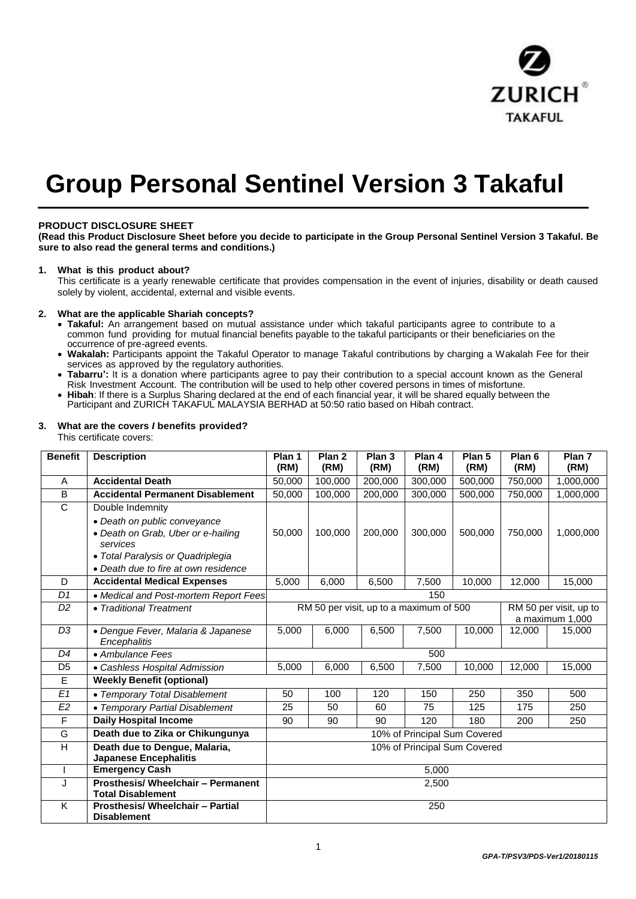# Group Personal Sentinel Version 3 Takaful

**PRODUCT DISCLOSURE SHEET**

**(Read this Product Disclosure Sheet before you decide to participate in the Group Personal Sentinel Version 3 Takaful. Be sure to also read the general terms and conditions.)**

**1. What is this product about?**

This certificate is a yearly renewable certificate that provides compensation in the event of injuries, disability or death caused solely by violent, accidental, external and visible events.

**2. What are the applicable Shariah concepts?**

- **Takaful:** An arrangement based on mutual assistance under which takaful participants agree to contribute to a common fund providing for mutual financial benefits payable to the takaful participants or their beneficiaries on the occurrence of pre-agreed events.
- **Wakalah:** Participants appoint the Takaful Operator to manage Takaful contributions by charging a Wakalah Fee for their services as approved by the regulatory authorities.
- **Tabarru':** It is a donation where participants agree to pay their contribution to a special account known as the General Risk Investment Account. The contribution will be used to help other covered persons in times of misfortune.
- **Hibah**: If there is a Surplus Sharing declared at the end of each financial year, it will be shared equally between the Participant and ZURICH TAKAFUL MALAYSIA BERHAD at 50:50 ratio based on Hibah contract.

**3. What are the covers / benefits provided?**

This certificate covers:

| Benefit | Description | Plan 1 (RM) | Plan 2 (RM) | Plan 3 (RM) | Plan 4 (RM) | Plan 5 (RM) | Plan 6 (RM) | Plan 7 (RM) |
|---|---|---|---|---|---|---|---|---|
| A | **Accidental Death** | 50,000 | 100,000 | 200,000 | 300,000 | 500,000 | 750,000 | 1,000,000 |
| B | **Accidental Permanent Disablement** | 50,000 | 100,000 | 200,000 | 300,000 | 500,000 | 750,000 | 1,000,000 |
| C | Double Indemnity<br>• *Death on public conveyance*<br>• *Death on Grab, Uber or e-hailing services*<br>• *Total Paralysis or Quadriplegia*<br>• *Death due to fire at own residence* | 50,000 | 100,000 | 200,000 | 300,000 | 500,000 | 750,000 | 1,000,000 |
| D | **Accidental Medical Expenses** | 5,000 | 6,000 | 6,500 | 7,500 | 10,000 | 12,000 | 15,000 |
| *D1* | • *Medical and Post-mortem Report Fees* | 150 | | | | | | |
| *D2* | • *Traditional Treatment* | RM 50 per visit, up to a maximum of 500 | | | | | RM 50 per visit, up to a maximum 1,000 | |
| *D3* | • *Dengue Fever, Malaria & Japanese Encephalitis* | 5,000 | 6,000 | 6,500 | 7,500 | 10,000 | 12,000 | 15,000 |
| *D4* | • *Ambulance Fees* | 500 | | | | | | |
| D5 | • *Cashless Hospital Admission* | 5,000 | 6,000 | 6,500 | 7,500 | 10,000 | 12,000 | 15,000 |
| E | **Weekly Benefit (optional)** | | | | | | | |
| *E1* | • *Temporary Total Disablement* | 50 | 100 | 120 | 150 | 250 | 350 | 500 |
| *E2* | • *Temporary Partial Disablement* | 25 | 50 | 60 | 75 | 125 | 175 | 250 |
| F | **Daily Hospital Income** | 90 | 90 | 90 | 120 | 180 | 200 | 250 |
| G | **Death due to Zika or Chikungunya** | 10% of Principal Sum Covered | | | | | | |
| H | **Death due to Dengue, Malaria, Japanese Encephalitis** | 10% of Principal Sum Covered | | | | | | |
| I | **Emergency Cash** | 5,000 | | | | | | |
| J | **Prosthesis/ Wheelchair – Permanent Total Disablement** | 2,500 | | | | | | |
| K | **Prosthesis/ Wheelchair – Partial Disablement** | 250 | | | | | | |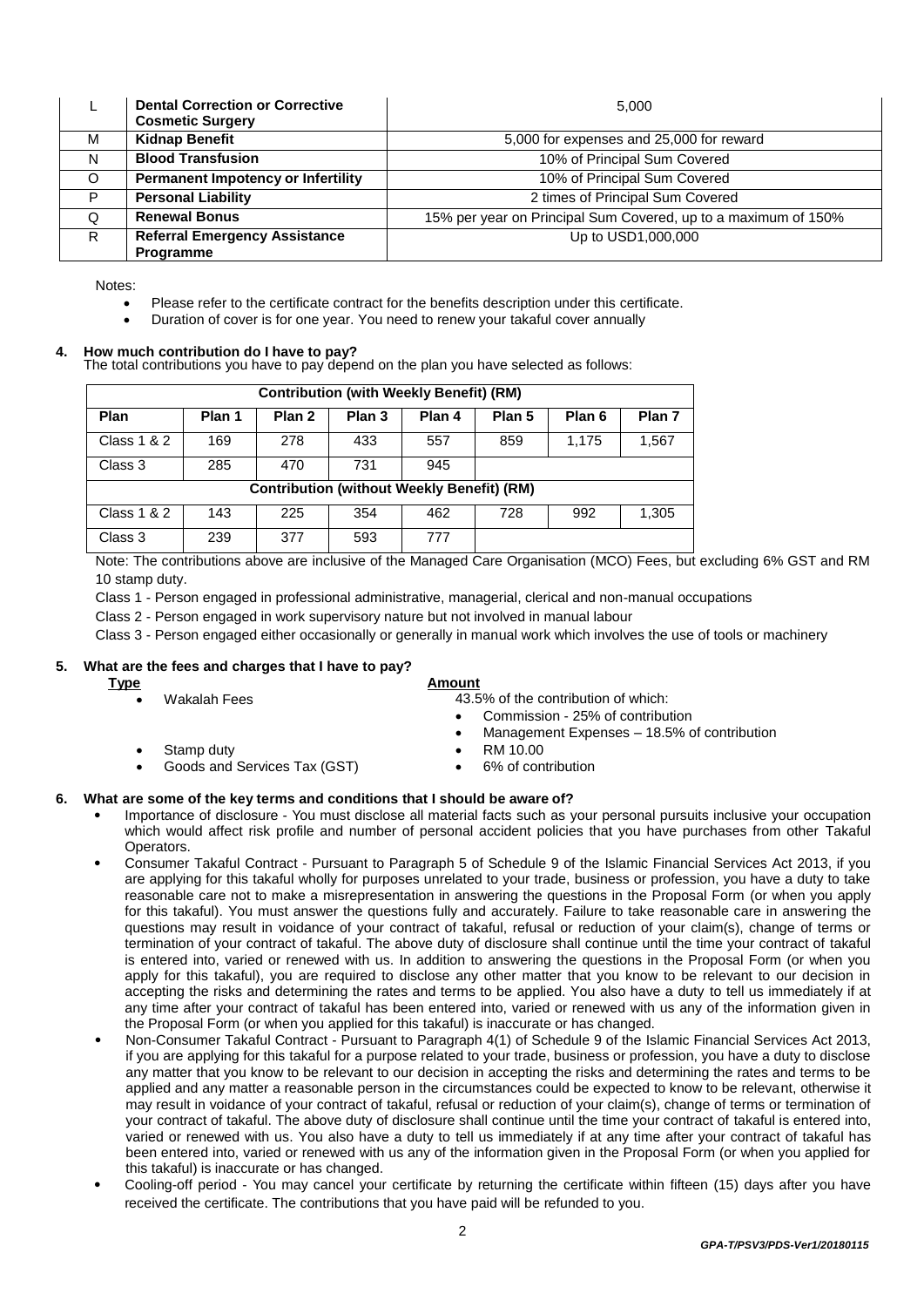| | | |
|---|---|---|
| L | **Dental Correction or Corrective Cosmetic Surgery** | 5,000 |
| M | **Kidnap Benefit** | 5,000 for expenses and 25,000 for reward |
| N | **Blood Transfusion** | 10% of Principal Sum Covered |
| O | **Permanent Impotency or Infertility** | 10% of Principal Sum Covered |
| P | **Personal Liability** | 2 times of Principal Sum Covered |
| Q | **Renewal Bonus** | 15% per year on Principal Sum Covered, up to a maximum of 150% |
| R | **Referral Emergency Assistance Programme** | Up to USD1,000,000 |

Notes:

- Please refer to the certificate contract for the benefits description under this certificate.
- Duration of cover is for one year. You need to renew your takaful cover annually

**4. How much contribution do I have to pay?**

The total contributions you have to pay depend on the plan you have selected as follows:

| **Contribution (with Weekly Benefit) (RM)** | | | | | | | |
|---|---|---|---|---|---|---|---|
| **Plan** | **Plan 1** | **Plan 2** | **Plan 3** | **Plan 4** | **Plan 5** | **Plan 6** | **Plan 7** |
| Class 1 & 2 | 169 | 278 | 433 | 557 | 859 | 1,175 | 1,567 |
| Class 3 | 285 | 470 | 731 | 945 | | | |
| **Contribution (without Weekly Benefit) (RM)** | | | | | | | |
| Class 1 & 2 | 143 | 225 | 354 | 462 | 728 | 992 | 1,305 |
| Class 3 | 239 | 377 | 593 | 777 | | | |

Note: The contributions above are inclusive of the Managed Care Organisation (MCO) Fees, but excluding 6% GST and RM 10 stamp duty.

Class 1 - Person engaged in professional administrative, managerial, clerical and non-manual occupations

Class 2 - Person engaged in work supervisory nature but not involved in manual labour

Class 3 - Person engaged either occasionally or generally in manual work which involves the use of tools or machinery

**5. What are the fees and charges that I have to pay?**

| **Type** | **Amount** |
|---|---|
| Wakalah Fees | 43.5% of the contribution of which:<br>• Commission - 25% of contribution<br>• Management Expenses – 18.5% of contribution |
| Stamp duty | RM 10.00 |
| Goods and Services Tax (GST) | 6% of contribution |

**6. What are some of the key terms and conditions that I should be aware of?**

- Importance of disclosure - You must disclose all material facts such as your personal pursuits inclusive your occupation which would affect risk profile and number of personal accident policies that you have purchases from other Takaful Operators.
- Consumer Takaful Contract - Pursuant to Paragraph 5 of Schedule 9 of the Islamic Financial Services Act 2013, if you are applying for this takaful wholly for purposes unrelated to your trade, business or profession, you have a duty to take reasonable care not to make a misrepresentation in answering the questions in the Proposal Form (or when you apply for this takaful). You must answer the questions fully and accurately. Failure to take reasonable care in answering the questions may result in voidance of your contract of takaful, refusal or reduction of your claim(s), change of terms or termination of your contract of takaful. The above duty of disclosure shall continue until the time your contract of takaful is entered into, varied or renewed with us. In addition to answering the questions in the Proposal Form (or when you apply for this takaful), you are required to disclose any other matter that you know to be relevant to our decision in accepting the risks and determining the rates and terms to be applied. You also have a duty to tell us immediately if at any time after your contract of takaful has been entered into, varied or renewed with us any of the information given in the Proposal Form (or when you applied for this takaful) is inaccurate or has changed.
- Non-Consumer Takaful Contract - Pursuant to Paragraph 4(1) of Schedule 9 of the Islamic Financial Services Act 2013, if you are applying for this takaful for a purpose related to your trade, business or profession, you have a duty to disclose any matter that you know to be relevant to our decision in accepting the risks and determining the rates and terms to be applied and any matter a reasonable person in the circumstances could be expected to know to be relevant, otherwise it may result in voidance of your contract of takaful, refusal or reduction of your claim(s), change of terms or termination of your contract of takaful. The above duty of disclosure shall continue until the time your contract of takaful is entered into, varied or renewed with us. You also have a duty to tell us immediately if at any time after your contract of takaful has been entered into, varied or renewed with us any of the information given in the Proposal Form (or when you applied for this takaful) is inaccurate or has changed.
- Cooling-off period - You may cancel your certificate by returning the certificate within fifteen (15) days after you have received the certificate. The contributions that you have paid will be refunded to you.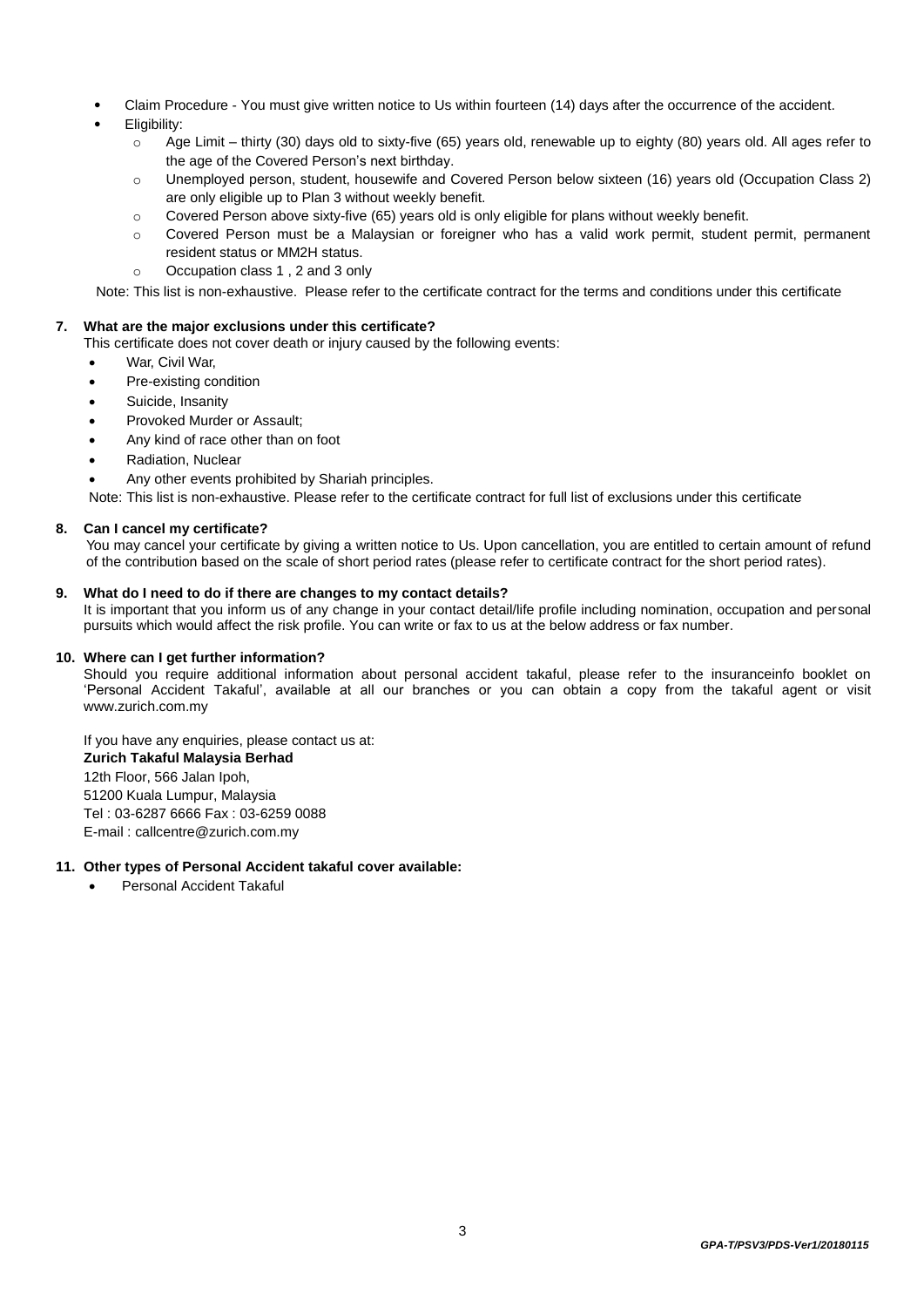- Claim Procedure - You must give written notice to Us within fourteen (14) days after the occurrence of the accident.
- Eligibility:
  - Age Limit – thirty (30) days old to sixty-five (65) years old, renewable up to eighty (80) years old. All ages refer to the age of the Covered Person's next birthday.
  - Unemployed person, student, housewife and Covered Person below sixteen (16) years old (Occupation Class 2) are only eligible up to Plan 3 without weekly benefit.
  - Covered Person above sixty-five (65) years old is only eligible for plans without weekly benefit.
  - Covered Person must be a Malaysian or foreigner who has a valid work permit, student permit, permanent resident status or MM2H status.
  - Occupation class 1 , 2 and 3 only

Note: This list is non-exhaustive. Please refer to the certificate contract for the terms and conditions under this certificate

**7. What are the major exclusions under this certificate?**

This certificate does not cover death or injury caused by the following events:

- War, Civil War,
- Pre-existing condition
- Suicide, Insanity
- Provoked Murder or Assault;
- Any kind of race other than on foot
- Radiation, Nuclear
- Any other events prohibited by Shariah principles.

Note: This list is non-exhaustive. Please refer to the certificate contract for full list of exclusions under this certificate

**8. Can I cancel my certificate?**

You may cancel your certificate by giving a written notice to Us. Upon cancellation, you are entitled to certain amount of refund of the contribution based on the scale of short period rates (please refer to certificate contract for the short period rates).

**9. What do I need to do if there are changes to my contact details?**

It is important that you inform us of any change in your contact detail/life profile including nomination, occupation and personal pursuits which would affect the risk profile. You can write or fax to us at the below address or fax number.

**10. Where can I get further information?**

Should you require additional information about personal accident takaful, please refer to the insuranceinfo booklet on 'Personal Accident Takaful', available at all our branches or you can obtain a copy from the takaful agent or visit www.zurich.com.my

If you have any enquiries, please contact us at:
**Zurich Takaful Malaysia Berhad**
12th Floor, 566 Jalan Ipoh,
51200 Kuala Lumpur, Malaysia
Tel : 03-6287 6666 Fax : 03-6259 0088
E-mail : callcentre@zurich.com.my

**11. Other types of Personal Accident takaful cover available:**

- Personal Accident Takaful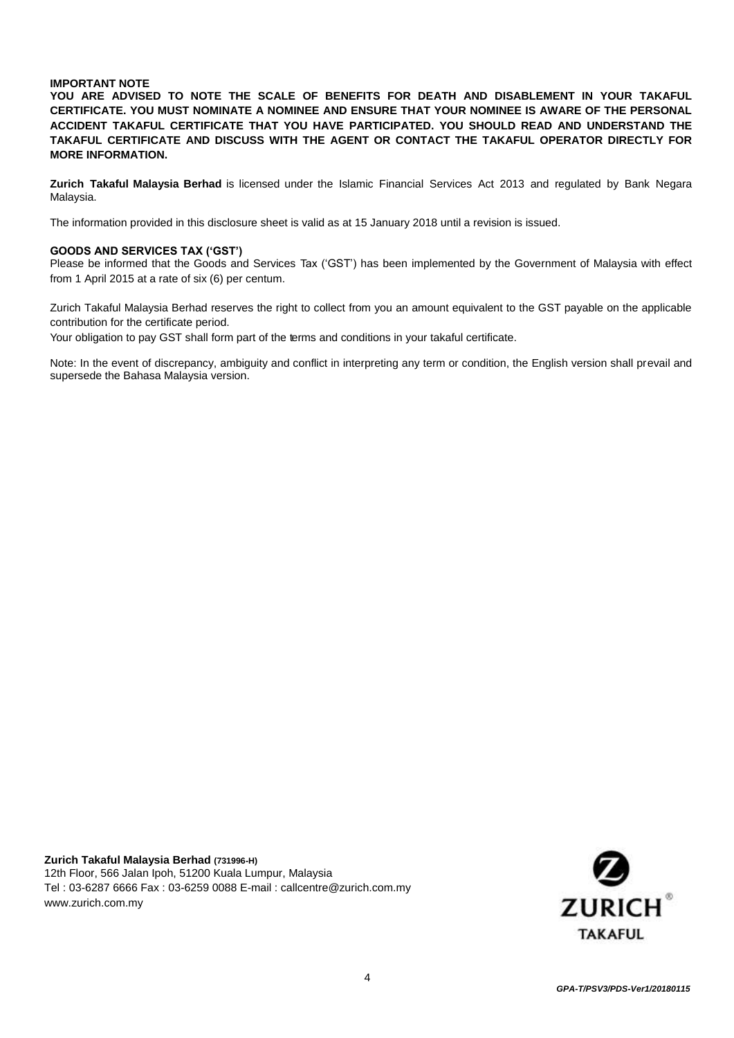**IMPORTANT NOTE**

**YOU ARE ADVISED TO NOTE THE SCALE OF BENEFITS FOR DEATH AND DISABLEMENT IN YOUR TAKAFUL CERTIFICATE. YOU MUST NOMINATE A NOMINEE AND ENSURE THAT YOUR NOMINEE IS AWARE OF THE PERSONAL ACCIDENT TAKAFUL CERTIFICATE THAT YOU HAVE PARTICIPATED. YOU SHOULD READ AND UNDERSTAND THE TAKAFUL CERTIFICATE AND DISCUSS WITH THE AGENT OR CONTACT THE TAKAFUL OPERATOR DIRECTLY FOR MORE INFORMATION.**

**Zurich Takaful Malaysia Berhad** is licensed under the Islamic Financial Services Act 2013 and regulated by Bank Negara Malaysia.

The information provided in this disclosure sheet is valid as at 15 January 2018 until a revision is issued.

**GOODS AND SERVICES TAX ('GST')**

Please be informed that the Goods and Services Tax ('GST') has been implemented by the Government of Malaysia with effect from 1 April 2015 at a rate of six (6) per centum.

Zurich Takaful Malaysia Berhad reserves the right to collect from you an amount equivalent to the GST payable on the applicable contribution for the certificate period.

Your obligation to pay GST shall form part of the terms and conditions in your takaful certificate.

Note: In the event of discrepancy, ambiguity and conflict in interpreting any term or condition, the English version shall prevail and supersede the Bahasa Malaysia version.

**Zurich Takaful Malaysia Berhad (731996-H)**
12th Floor, 566 Jalan Ipoh, 51200 Kuala Lumpur, Malaysia
Tel : 03-6287 6666 Fax : 03-6259 0088 E-mail : callcentre@zurich.com.my
www.zurich.com.my

ZURICH TAKAFUL

*GPA-T/PSV3/PDS-Ver1/20180115*